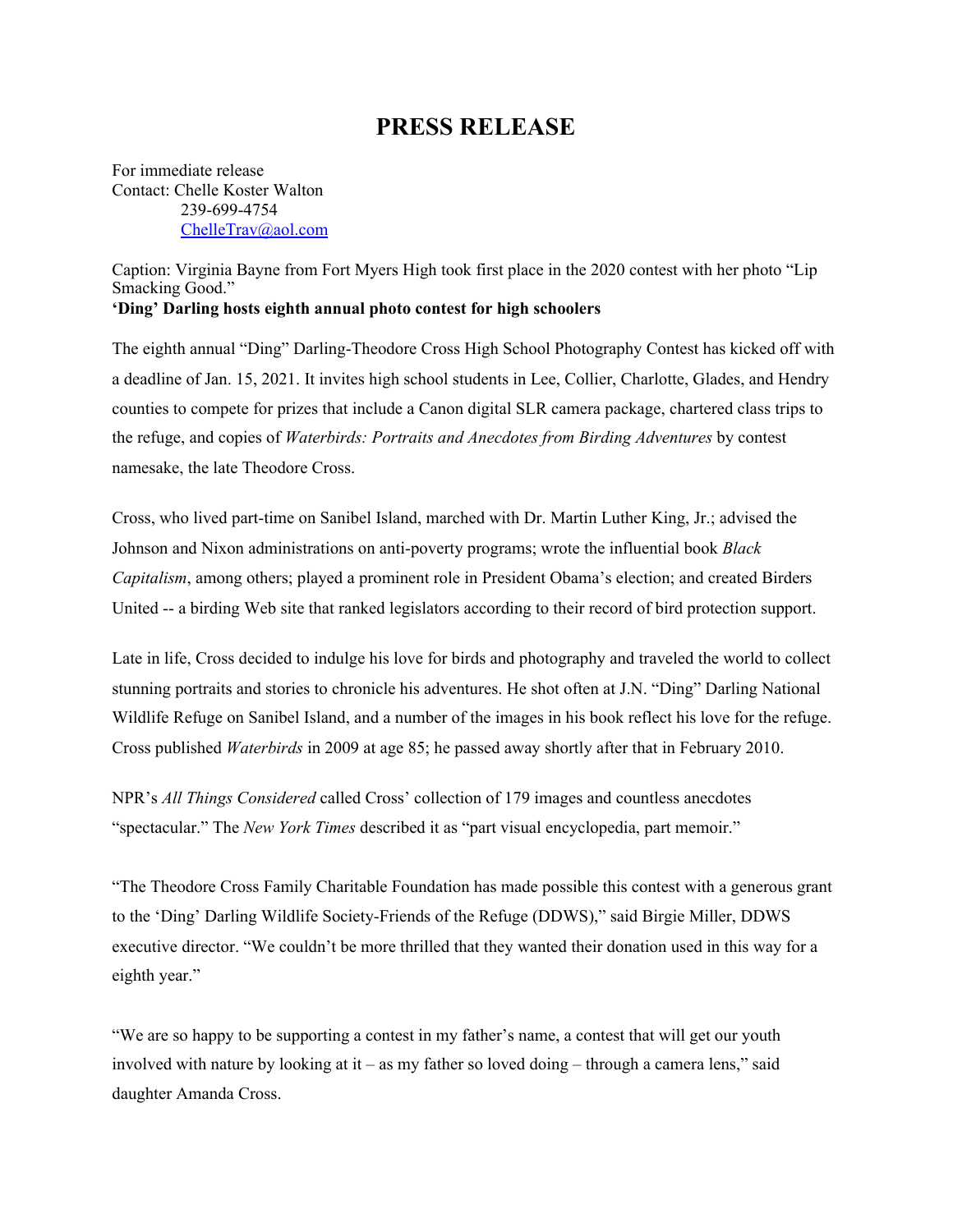# PRESS RELEASE

For immediate release
Contact: Chelle Koster Walton
239-699-4754
ChelleTrav@aol.com

Caption: Virginia Bayne from Fort Myers High took first place in the 2020 contest with her photo "Lip Smacking Good."

**'Ding' Darling hosts eighth annual photo contest for high schoolers**

The eighth annual "Ding" Darling-Theodore Cross High School Photography Contest has kicked off with a deadline of Jan. 15, 2021. It invites high school students in Lee, Collier, Charlotte, Glades, and Hendry counties to compete for prizes that include a Canon digital SLR camera package, chartered class trips to the refuge, and copies of *Waterbirds: Portraits and Anecdotes from Birding Adventures* by contest namesake, the late Theodore Cross.

Cross, who lived part-time on Sanibel Island, marched with Dr. Martin Luther King, Jr.; advised the Johnson and Nixon administrations on anti-poverty programs; wrote the influential book *Black Capitalism*, among others; played a prominent role in President Obama's election; and created Birders United -- a birding Web site that ranked legislators according to their record of bird protection support.

Late in life, Cross decided to indulge his love for birds and photography and traveled the world to collect stunning portraits and stories to chronicle his adventures. He shot often at J.N. "Ding" Darling National Wildlife Refuge on Sanibel Island, and a number of the images in his book reflect his love for the refuge. Cross published *Waterbirds* in 2009 at age 85; he passed away shortly after that in February 2010.

NPR's *All Things Considered* called Cross' collection of 179 images and countless anecdotes "spectacular." The *New York Times* described it as "part visual encyclopedia, part memoir."

"The Theodore Cross Family Charitable Foundation has made possible this contest with a generous grant to the 'Ding' Darling Wildlife Society-Friends of the Refuge (DDWS)," said Birgie Miller, DDWS executive director. "We couldn't be more thrilled that they wanted their donation used in this way for a eighth year."

"We are so happy to be supporting a contest in my father's name, a contest that will get our youth involved with nature by looking at it – as my father so loved doing – through a camera lens," said daughter Amanda Cross.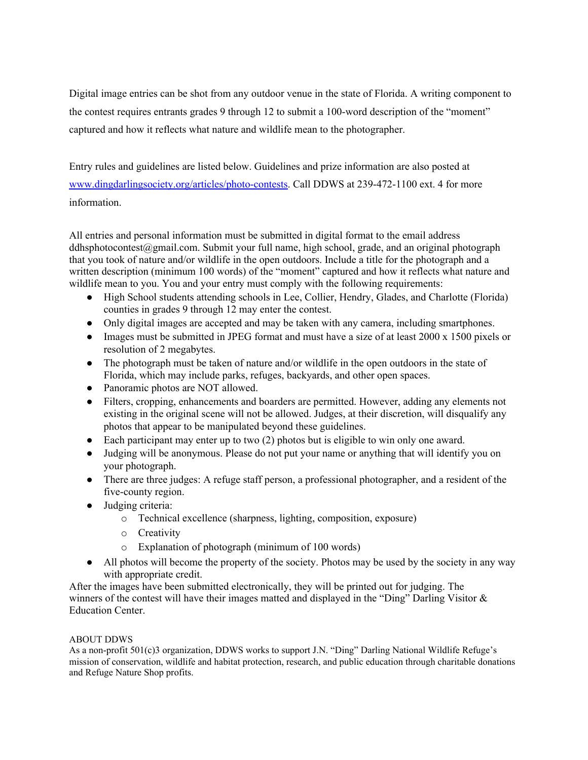Digital image entries can be shot from any outdoor venue in the state of Florida. A writing component to the contest requires entrants grades 9 through 12 to submit a 100-word description of the "moment" captured and how it reflects what nature and wildlife mean to the photographer.

Entry rules and guidelines are listed below. Guidelines and prize information are also posted at [www.dingdarlingsociety.org/articles/photo-contests](http://www.dingdarlingsociety.org/articles/photo-contests). Call DDWS at 239-472-1100 ext. 4 for more information.

All entries and personal information must be submitted in digital format to the email address ddhsphotocontest@gmail.com. Submit your full name, high school, grade, and an original photograph that you took of nature and/or wildlife in the open outdoors. Include a title for the photograph and a written description (minimum 100 words) of the "moment" captured and how it reflects what nature and wildlife mean to you. You and your entry must comply with the following requirements:

- High School students attending schools in Lee, Collier, Hendry, Glades, and Charlotte (Florida) counties in grades 9 through 12 may enter the contest.
- Only digital images are accepted and may be taken with any camera, including smartphones.
- Images must be submitted in JPEG format and must have a size of at least 2000 x 1500 pixels or resolution of 2 megabytes.
- The photograph must be taken of nature and/or wildlife in the open outdoors in the state of Florida, which may include parks, refuges, backyards, and other open spaces.
- Panoramic photos are NOT allowed.
- Filters, cropping, enhancements and boarders are permitted. However, adding any elements not existing in the original scene will not be allowed. Judges, at their discretion, will disqualify any photos that appear to be manipulated beyond these guidelines.
- Each participant may enter up to two (2) photos but is eligible to win only one award.
- Judging will be anonymous. Please do not put your name or anything that will identify you on your photograph.
- There are three judges: A refuge staff person, a professional photographer, and a resident of the five-county region.
- Judging criteria:
  - Technical excellence (sharpness, lighting, composition, exposure)
  - Creativity
  - Explanation of photograph (minimum of 100 words)
- All photos will become the property of the society. Photos may be used by the society in any way with appropriate credit.

After the images have been submitted electronically, they will be printed out for judging. The winners of the contest will have their images matted and displayed in the "Ding" Darling Visitor & Education Center.

ABOUT DDWS

As a non-profit 501(c)3 organization, DDWS works to support J.N. "Ding" Darling National Wildlife Refuge's mission of conservation, wildlife and habitat protection, research, and public education through charitable donations and Refuge Nature Shop profits.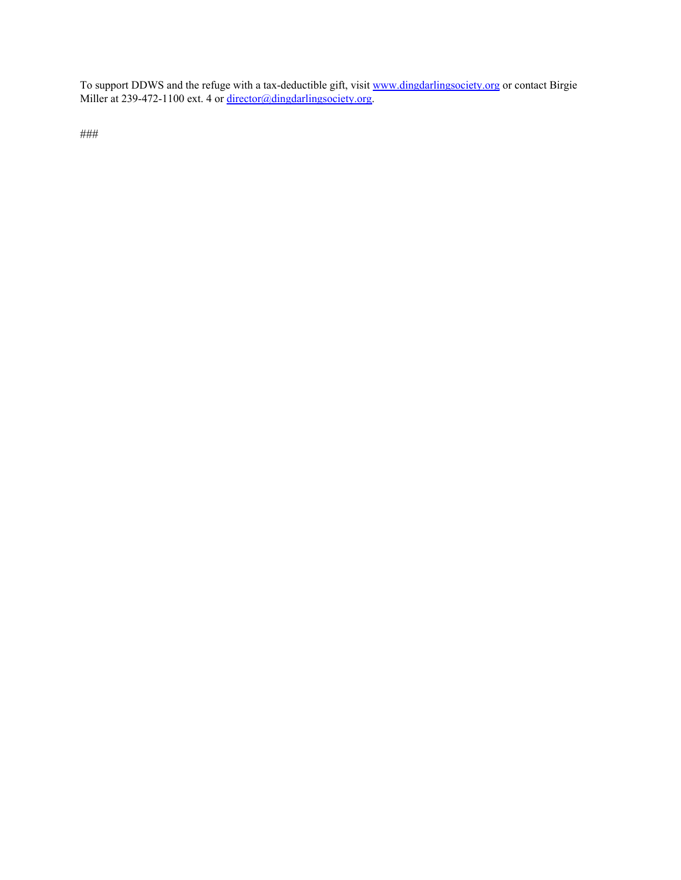To support DDWS and the refuge with a tax-deductible gift, visit www.dingdarlingsociety.org or contact Birgie Miller at 239-472-1100 ext. 4 or director@dingdarlingsociety.org.

###